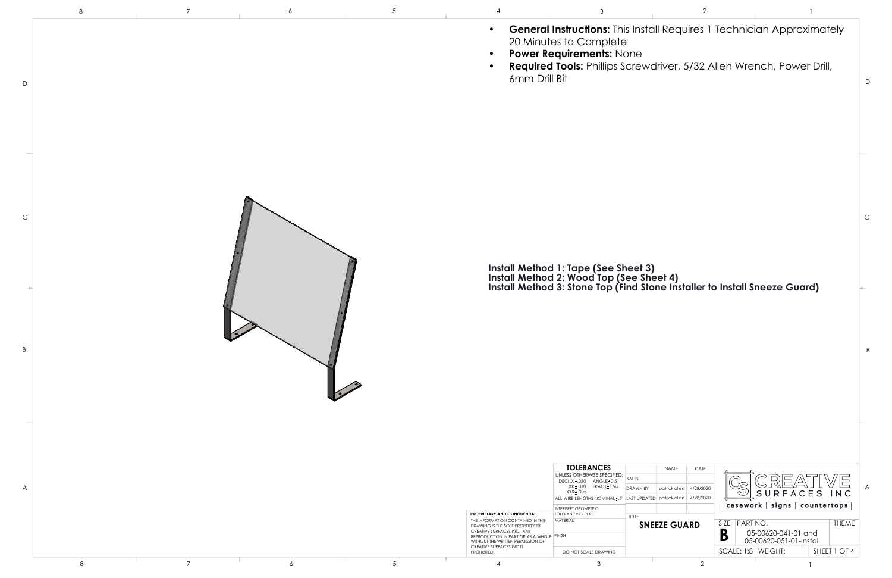- **General Instructions:** This Install Requires 1 Technician Approximately 20 Minutes to Complete
- **Power Requirements:** None
- **Required Tools:** Phillips Screwdriver, 5/32 Allen Wrench, Power Drill, 6mm Drill Bit

**Install Method 1: Tape (See Sheet 3)**
**Install Method 2: Wood Top (See Sheet 4)**
**Install Method 3: Stone Top (Find Stone Installer to Install Sneeze Guard)**

**PROPRIETARY AND CONFIDENTIAL**
THE INFORMATION CONTAINED IN THIS DRAWING IS THE SOLE PROPERTY OF CREATIVE SURFACES INC. ANY REPRODUCTION IN PART OR AS A WHOLE WITHOUT THE WRITTEN PERMISSION OF CREATIVE SURFACES INC IS PROHIBITED.

**TOLERANCES**
UNLESS OTHERWISE SPECIFIED:
DEC: .X ± .030 ANGLE ± 0.5
.XX ± .010 FRACT ± 1/64
.XXX ± .005
ALL WIRE LENGTHS NOMINAL ± .5"
INTERPRET GEOMETRIC TOLERANCING PER:
MATERIAL
FINISH
DO NOT SCALE DRAWING

| | NAME | DATE |
|---|---|---|
| SALES | | |
| DRAWN BY | patrick.allen | 4/28/2020 |
| LAST UPDATED | patrick.allen | 4/28/2020 |

TITLE: **SNEEZE GUARD**

CREATIVE SURFACES INC
casework | signs | countertops

SIZE: **B**
PART NO. 05-00620-041-01 and 05-00620-051-01-Install
THEME
SCALE: 1:8 WEIGHT:
SHEET 1 OF 4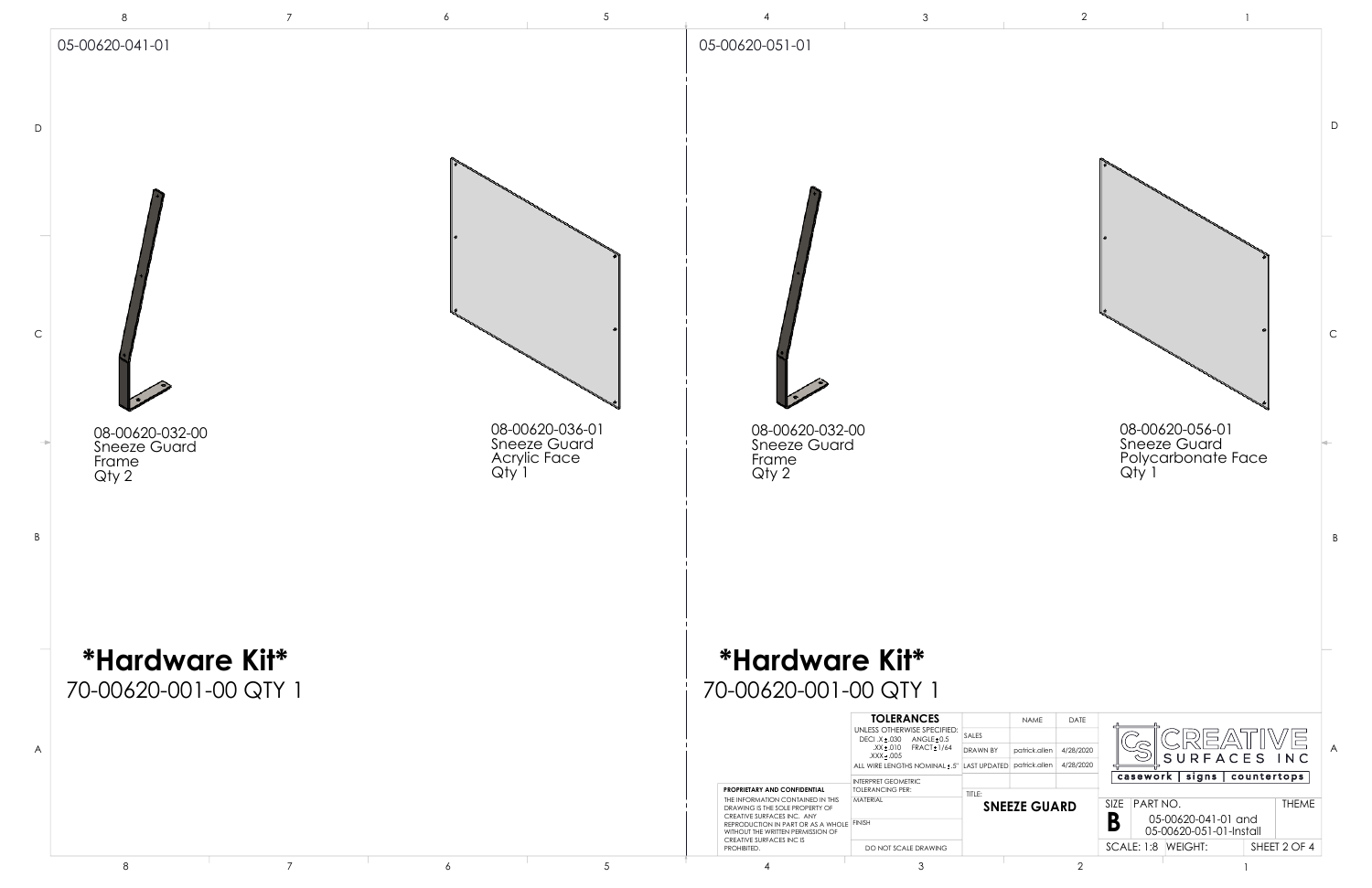## 05-00620-041-01

08-00620-032-00
Sneeze Guard
Frame
Qty 2

08-00620-036-01
Sneeze Guard
Acrylic Face
Qty 1

**\*Hardware Kit\***

70-00620-001-00 QTY 1

## 05-00620-051-01

08-00620-032-00
Sneeze Guard
Frame
Qty 2

08-00620-056-01
Sneeze Guard
Polycarbonate Face
Qty 1

**\*Hardware Kit\***

70-00620-001-00 QTY 1

**PROPRIETARY AND CONFIDENTIAL**

THE INFORMATION CONTAINED IN THIS DRAWING IS THE SOLE PROPERTY OF CREATIVE SURFACES INC. ANY REPRODUCTION IN PART OR AS A WHOLE WITHOUT THE WRITTEN PERMISSION OF CREATIVE SURFACES INC IS PROHIBITED.

**TOLERANCES**

UNLESS OTHERWISE SPECIFIED:
DECI .X ± .030 ANGLE ± 0.5
.XX ± .010 FRACT ± 1/64
.XXX ± .005
ALL WIRE LENGTHS NOMINAL ± .5"

INTERPRET GEOMETRIC TOLERANCING PER:

MATERIAL

FINISH

DO NOT SCALE DRAWING

| | NAME | DATE |
|---|---|---|
| SALES | | |
| DRAWN BY | patrick.allen | 4/28/2020 |
| LAST UPDATED | patrick.allen | 4/28/2020 |

TITLE: **SNEEZE GUARD**

CREATIVE SURFACES INC
casework | signs | countertops

| SIZE | PART NO. | THEME |
|---|---|---|
| **B** | 05-00620-041-01 and 05-00620-051-01-Install | |

SCALE: 1:8 WEIGHT: SHEET 2 OF 4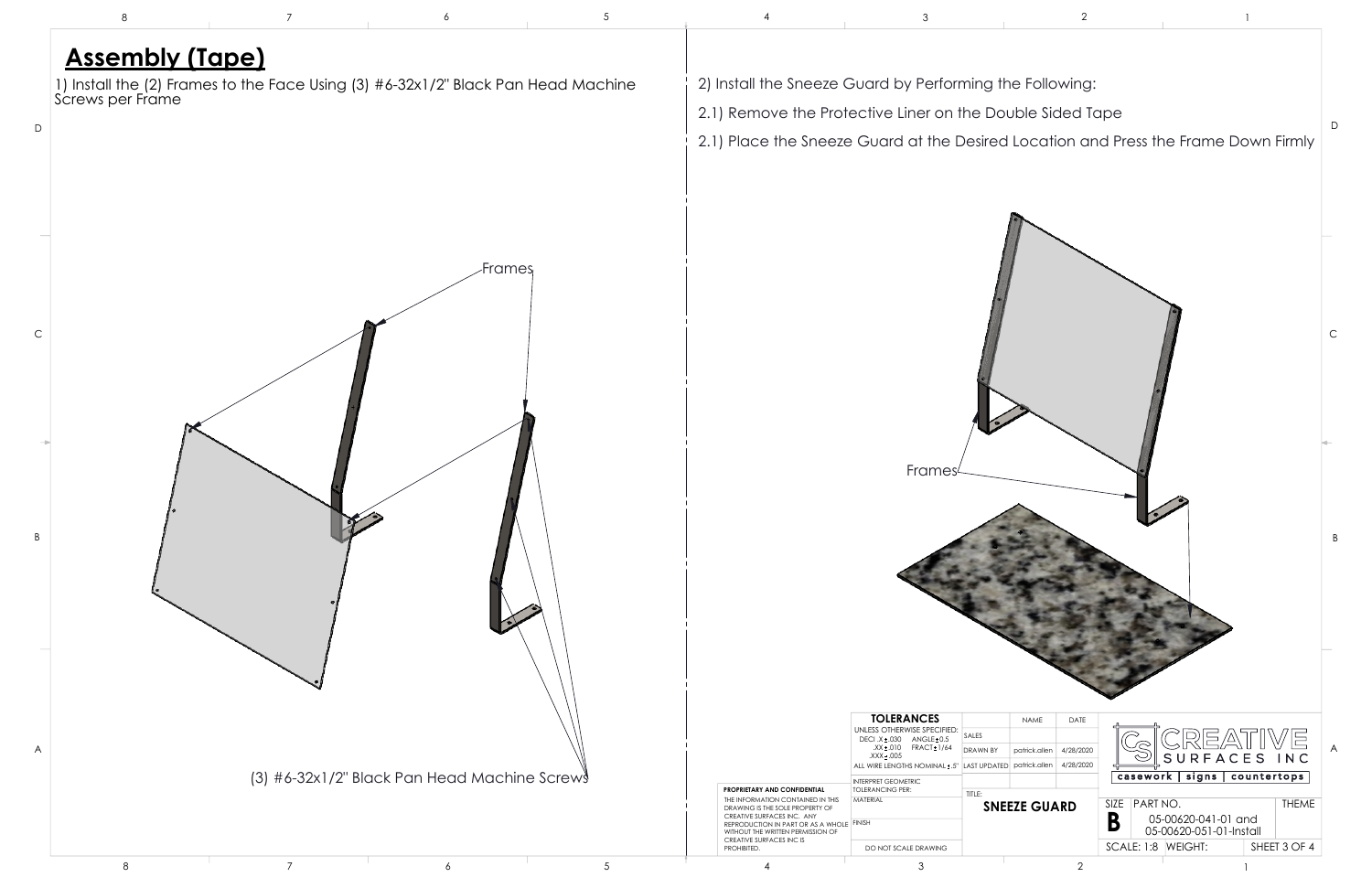## Assembly (Tape)

1) Install the (2) Frames to the Face Using (3) #6-32x1/2" Black Pan Head Machine Screws per Frame

Frames

(3) #6-32x1/2" Black Pan Head Machine Screws

2) Install the Sneeze Guard by Performing the Following:

2.1) Remove the Protective Liner on the Double Sided Tape

2.1) Place the Sneeze Guard at the Desired Location and Press the Frame Down Firmly

Frames

| TOLERANCES | | NAME | DATE |
|---|---|---|---|
| UNLESS OTHERWISE SPECIFIED: DECI .X ± .030 ANGLE ± 0.5 .XX ± .010 FRACT ± 1/64 .XXX ± .005 | SALES | | |
| | DRAWN BY | patrick.allen | 4/28/2020 |
| ALL WIRE LENGTHS NOMINAL ± .5" | LAST UPDATED | patrick.allen | 4/28/2020 |
| INTERPRET GEOMETRIC TOLERANCING PER: | | | |
| MATERIAL | TITLE: SNEEZE GUARD | | |
| FINISH | | | |
| DO NOT SCALE DRAWING | | | |

**PROPRIETARY AND CONFIDENTIAL**

THE INFORMATION CONTAINED IN THIS DRAWING IS THE SOLE PROPERTY OF CREATIVE SURFACES INC. ANY REPRODUCTION IN PART OR AS A WHOLE WITHOUT THE WRITTEN PERMISSION OF CREATIVE SURFACES INC IS PROHIBITED.

CREATIVE SURFACES INC

casework | signs | countertops

| SIZE | PART NO. | THEME |
|---|---|---|
| B | 05-00620-041-01 and 05-00620-051-01-Install | |
| SCALE: 1:8 | WEIGHT: | SHEET 3 OF 4 |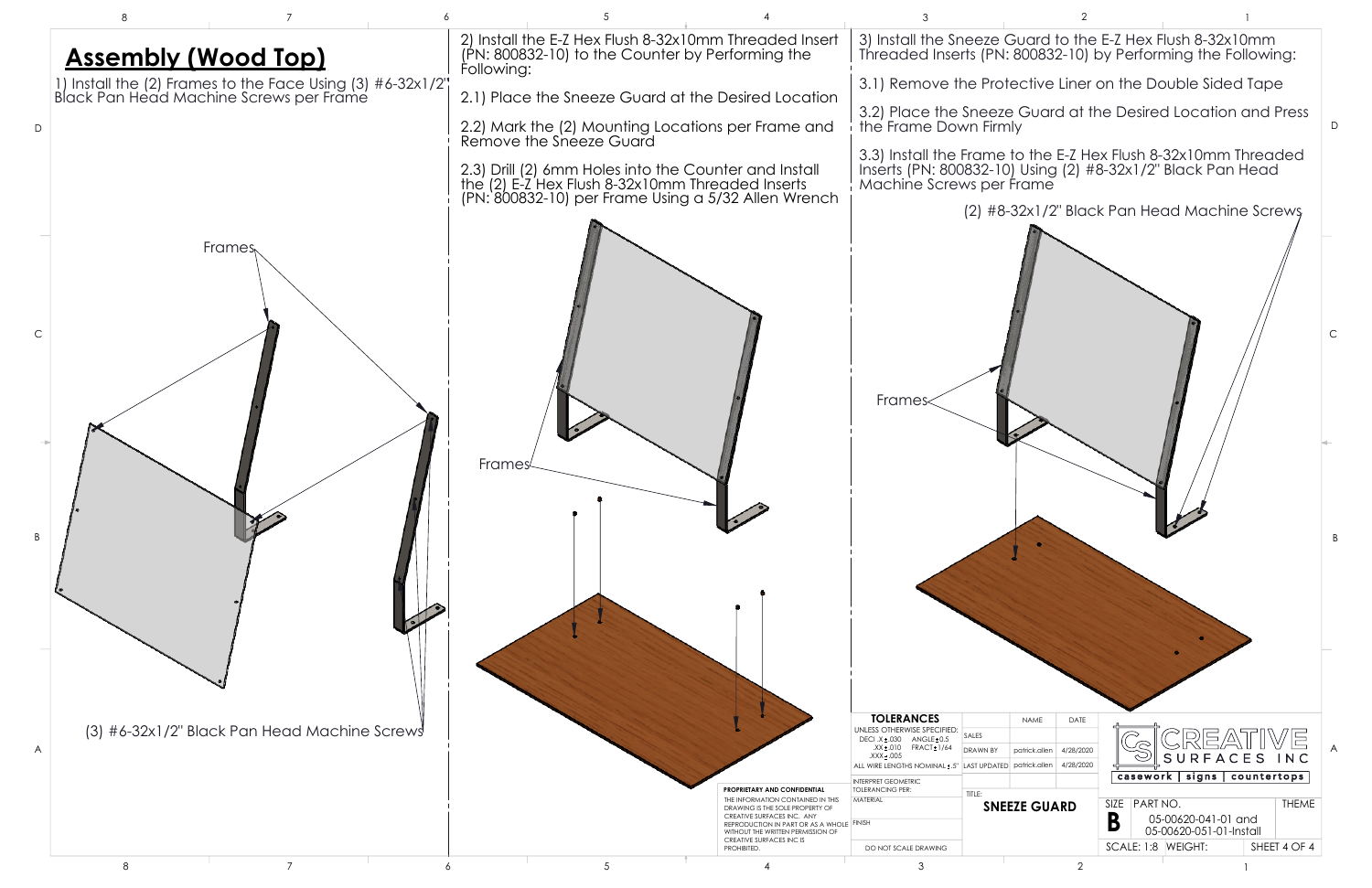# Assembly (Wood Top)

1) Install the (2) Frames to the Face Using (3) #6-32x1/2" Black Pan Head Machine Screws per Frame

Frames

(3) #6-32x1/2" Black Pan Head Machine Screws

2) Install the E-Z Hex Flush 8-32x10mm Threaded Insert (PN: 800832-10) to the Counter by Performing the Following:

2.1) Place the Sneeze Guard at the Desired Location

2.2) Mark the (2) Mounting Locations per Frame and Remove the Sneeze Guard

2.3) Drill (2) 6mm Holes into the Counter and Install the (2) E-Z Hex Flush 8-32x10mm Threaded Inserts (PN: 800832-10) per Frame Using a 5/32 Allen Wrench

Frames

3) Install the Sneeze Guard to the E-Z Hex Flush 8-32x10mm Threaded Inserts (PN: 800832-10) by Performing the Following:

3.1) Remove the Protective Liner on the Double Sided Tape

3.2) Place the Sneeze Guard at the Desired Location and Press the Frame Down Firmly

3.3) Install the Frame to the E-Z Hex Flush 8-32x10mm Threaded Inserts (PN: 800832-10) Using (2) #8-32x1/2" Black Pan Head Machine Screws per Frame

(2) #8-32x1/2" Black Pan Head Machine Screws

Frames

**PROPRIETARY AND CONFIDENTIAL**
THE INFORMATION CONTAINED IN THIS DRAWING IS THE SOLE PROPERTY OF CREATIVE SURFACES INC. ANY REPRODUCTION IN PART OR AS A WHOLE WITHOUT THE WRITTEN PERMISSION OF CREATIVE SURFACES INC IS PROHIBITED.

| TOLERANCES | | NAME | DATE |
|---|---|---|---|
| UNLESS OTHERWISE SPECIFIED: DECI .X ± .030 ANGLE ± 0.5 .XX ± .010 FRACT ± 1/64 .XXX ± .005 | SALES | | |
| | DRAWN BY | patrick.allen | 4/28/2020 |
| ALL WIRE LENGTHS NOMINAL ± .5" | LAST UPDATED | patrick.allen | 4/28/2020 |
| INTERPRET GEOMETRIC TOLERANCING PER: | | | |
| MATERIAL | TITLE: SNEEZE GUARD | | |
| FINISH | | | |
| DO NOT SCALE DRAWING | | | |

CREATIVE SURFACES INC
casework | signs | countertops

| SIZE | PART NO. | THEME |
|---|---|---|
| B | 05-00620-041-01 and 05-00620-051-01-Install | |
| SCALE: 1:8 | WEIGHT: | SHEET 4 OF 4 |